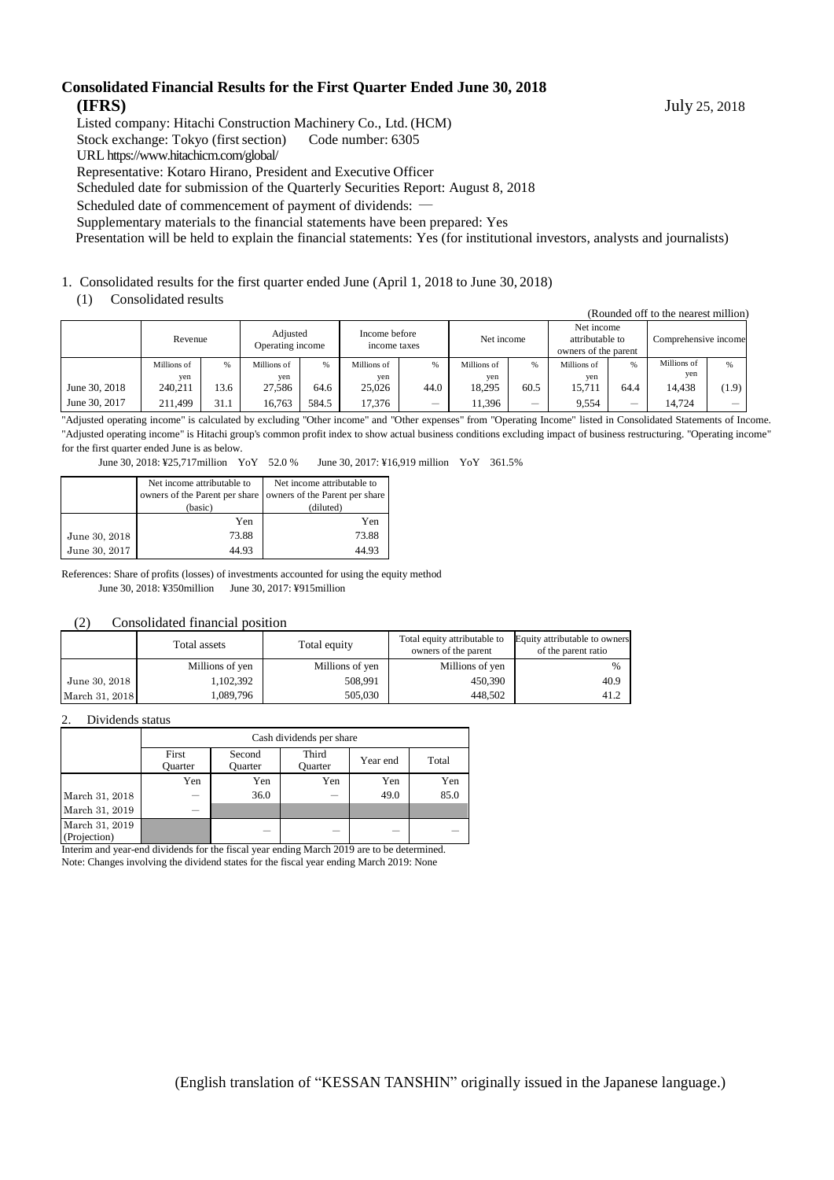# Consolidated Financial Results for the First Quarter Ended June 30, 2018

**(IFRS)** July 25, 2018

Listed company: Hitachi Construction Machinery Co., Ltd. (HCM)
Stock exchange: Tokyo (first section) Code number: 6305
URL https://www.hitachicm.com/global/
Representative: Kotaro Hirano, President and Executive Officer
Scheduled date for submission of the Quarterly Securities Report: August 8, 2018
Scheduled date of commencement of payment of dividends: —
Supplementary materials to the financial statements have been prepared: Yes
Presentation will be held to explain the financial statements: Yes (for institutional investors, analysts and journalists)

1. Consolidated results for the first quarter ended June (April 1, 2018 to June 30, 2018)

(1) Consolidated results

(Rounded off to the nearest million)

| | Revenue | | Adjusted Operating income | | Income before income taxes | | Net income | | Net income attributable to owners of the parent | | Comprehensive income | |
|---|---|---|---|---|---|---|---|---|---|---|---|---|
| | Millions of yen | % | Millions of yen | % | Millions of yen | % | Millions of yen | % | Millions of yen | % | Millions of yen | % |
| June 30, 2018 | 240,211 | 13.6 | 27,586 | 64.6 | 25,026 | 44.0 | 18,295 | 60.5 | 15,711 | 64.4 | 14,438 | (1.9) |
| June 30, 2017 | 211,499 | 31.1 | 16,763 | 584.5 | 17,376 | — | 11,396 | — | 9,554 | — | 14,724 | — |

"Adjusted operating income" is calculated by excluding "Other income" and "Other expenses" from "Operating Income" listed in Consolidated Statements of Income. "Adjusted operating income" is Hitachi group's common profit index to show actual business conditions excluding impact of business restructuring. "Operating income" for the first quarter ended June is as below.

June 30, 2018: ¥25,717million YoY 52.0 % June 30, 2017: ¥16,919 million YoY 361.5%

| | Net income attributable to owners of the Parent per share (basic) | Net income attributable to owners of the Parent per share (diluted) |
|---|---|---|
| | Yen | Yen |
| June 30, 2018 | 73.88 | 73.88 |
| June 30, 2017 | 44.93 | 44.93 |

References: Share of profits (losses) of investments accounted for using the equity method
June 30, 2018: ¥350million June 30, 2017: ¥915million

(2) Consolidated financial position

| | Total assets | Total equity | Total equity attributable to owners of the parent | Equity attributable to owners of the parent ratio |
|---|---|---|---|---|
| | Millions of yen | Millions of yen | Millions of yen | % |
| June 30, 2018 | 1,102,392 | 508,991 | 450,390 | 40.9 |
| March 31, 2018 | 1,089,796 | 505,030 | 448,502 | 41.2 |

2. Dividends status

| | Cash dividends per share | | | | |
|---|---|---|---|---|---|
| | First Quarter | Second Quarter | Third Quarter | Year end | Total |
| | Yen | Yen | Yen | Yen | Yen |
| March 31, 2018 | — | 36.0 | — | 49.0 | 85.0 |
| March 31, 2019 | — | | | | |
| March 31, 2019 (Projection) | | — | — | — | — |

Interim and year-end dividends for the fiscal year ending March 2019 are to be determined.
Note: Changes involving the dividend states for the fiscal year ending March 2019: None

(English translation of "KESSAN TANSHIN" originally issued in the Japanese language.)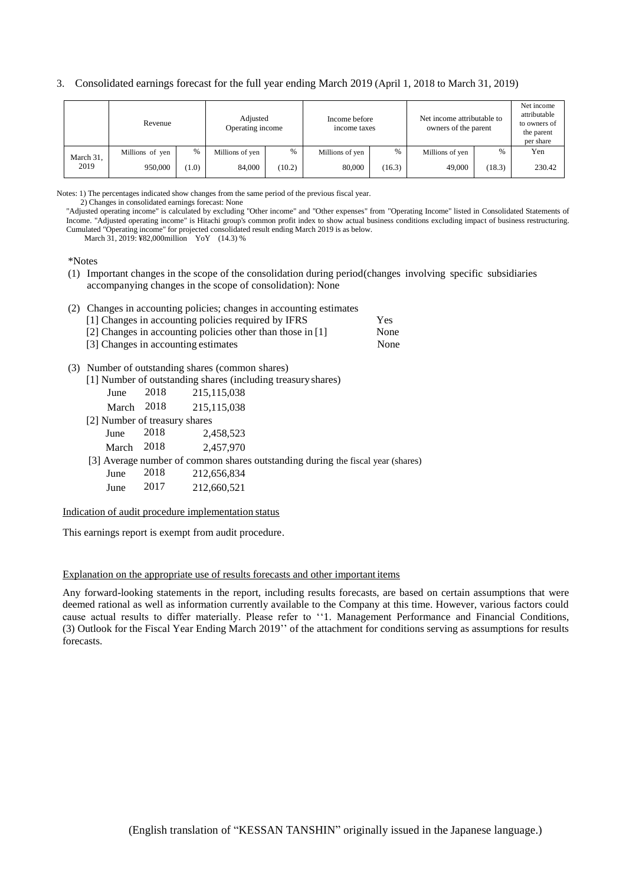3. Consolidated earnings forecast for the full year ending March 2019 (April 1, 2018 to March 31, 2019)

| | Revenue | | Adjusted Operating income | | Income before income taxes | | Net income attributable to owners of the parent | | Net income attributable to owners of the parent per share |
|---|---|---|---|---|---|---|---|---|---|
| | Millions of yen | % | Millions of yen | % | Millions of yen | % | Millions of yen | % | Yen |
| March 31, 2019 | 950,000 | (1.0) | 84,000 | (10.2) | 80,000 | (16.3) | 49,000 | (18.3) | 230.42 |

Notes: 1) The percentages indicated show changes from the same period of the previous fiscal year.
2) Changes in consolidated earnings forecast: None

"Adjusted operating income" is calculated by excluding "Other income" and "Other expenses" from "Operating Income" listed in Consolidated Statements of Income. "Adjusted operating income" is Hitachi group's common profit index to show actual business conditions excluding impact of business restructuring. Cumulated "Operating income" for projected consolidated result ending March 2019 is as below.

March 31, 2019: ¥82,000million YoY (14.3) %

*Notes

(1) Important changes in the scope of the consolidation during period(changes involving specific subsidiaries accompanying changes in the scope of consolidation): None

(2) Changes in accounting policies; changes in accounting estimates

| | |
|---|---|
| [1] Changes in accounting policies required by IFRS | Yes |
| [2] Changes in accounting policies other than those in [1] | None |
| [3] Changes in accounting estimates | None |

(3) Number of outstanding shares (common shares)

[1] Number of outstanding shares (including treasury shares)

| | | |
|---|---|---|
| June | 2018 | 215,115,038 |
| March | 2018 | 215,115,038 |

[2] Number of treasury shares

| | | |
|---|---|---|
| June | 2018 | 2,458,523 |
| March | 2018 | 2,457,970 |

[3] Average number of common shares outstanding during the fiscal year (shares)

| | | |
|---|---|---|
| June | 2018 | 212,656,834 |
| June | 2017 | 212,660,521 |

Indication of audit procedure implementation status

This earnings report is exempt from audit procedure.

Explanation on the appropriate use of results forecasts and other important items

Any forward-looking statements in the report, including results forecasts, are based on certain assumptions that were deemed rational as well as information currently available to the Company at this time. However, various factors could cause actual results to differ materially. Please refer to ''1. Management Performance and Financial Conditions, (3) Outlook for the Fiscal Year Ending March 2019'' of the attachment for conditions serving as assumptions for results forecasts.

(English translation of "KESSAN TANSHIN" originally issued in the Japanese language.)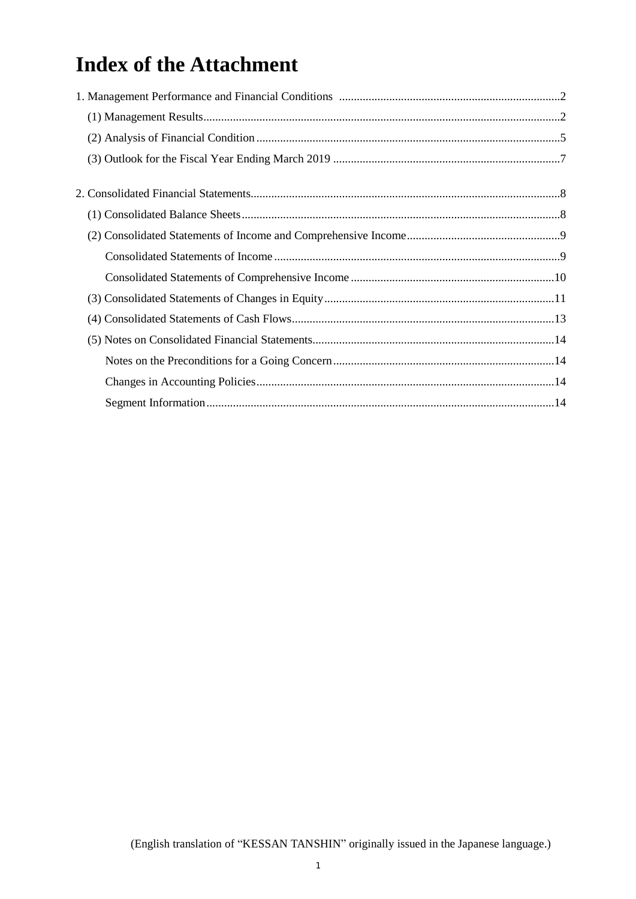# Index of the Attachment

1. Management Performance and Financial Conditions ..........2
   - (1) Management Results..........2
   - (2) Analysis of Financial Condition..........5
   - (3) Outlook for the Fiscal Year Ending March 2019..........7

2. Consolidated Financial Statements..........8
   - (1) Consolidated Balance Sheets..........8
   - (2) Consolidated Statements of Income and Comprehensive Income..........9
     - Consolidated Statements of Income..........9
     - Consolidated Statements of Comprehensive Income..........10
   - (3) Consolidated Statements of Changes in Equity..........11
   - (4) Consolidated Statements of Cash Flows..........13
   - (5) Notes on Consolidated Financial Statements..........14
     - Notes on the Preconditions for a Going Concern..........14
     - Changes in Accounting Policies..........14
     - Segment Information..........14

(English translation of "KESSAN TANSHIN" originally issued in the Japanese language.)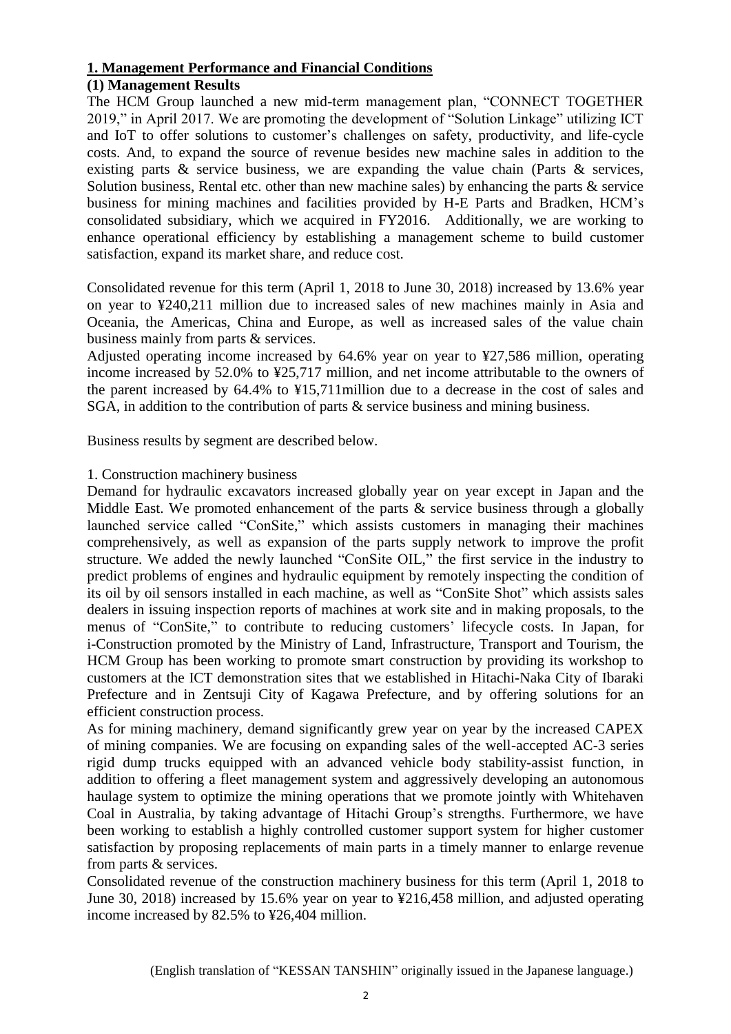## 1. Management Performance and Financial Conditions

### (1) Management Results

The HCM Group launched a new mid-term management plan, "CONNECT TOGETHER 2019," in April 2017. We are promoting the development of "Solution Linkage" utilizing ICT and IoT to offer solutions to customer's challenges on safety, productivity, and life-cycle costs. And, to expand the source of revenue besides new machine sales in addition to the existing parts & service business, we are expanding the value chain (Parts & services, Solution business, Rental etc. other than new machine sales) by enhancing the parts & service business for mining machines and facilities provided by H-E Parts and Bradken, HCM's consolidated subsidiary, which we acquired in FY2016. Additionally, we are working to enhance operational efficiency by establishing a management scheme to build customer satisfaction, expand its market share, and reduce cost.

Consolidated revenue for this term (April 1, 2018 to June 30, 2018) increased by 13.6% year on year to ¥240,211 million due to increased sales of new machines mainly in Asia and Oceania, the Americas, China and Europe, as well as increased sales of the value chain business mainly from parts & services.

Adjusted operating income increased by 64.6% year on year to ¥27,586 million, operating income increased by 52.0% to ¥25,717 million, and net income attributable to the owners of the parent increased by 64.4% to ¥15,711million due to a decrease in the cost of sales and SGA, in addition to the contribution of parts & service business and mining business.

Business results by segment are described below.

1. Construction machinery business

Demand for hydraulic excavators increased globally year on year except in Japan and the Middle East. We promoted enhancement of the parts & service business through a globally launched service called "ConSite," which assists customers in managing their machines comprehensively, as well as expansion of the parts supply network to improve the profit structure. We added the newly launched "ConSite OIL," the first service in the industry to predict problems of engines and hydraulic equipment by remotely inspecting the condition of its oil by oil sensors installed in each machine, as well as "ConSite Shot" which assists sales dealers in issuing inspection reports of machines at work site and in making proposals, to the menus of "ConSite," to contribute to reducing customers' lifecycle costs. In Japan, for i-Construction promoted by the Ministry of Land, Infrastructure, Transport and Tourism, the HCM Group has been working to promote smart construction by providing its workshop to customers at the ICT demonstration sites that we established in Hitachi-Naka City of Ibaraki Prefecture and in Zentsuji City of Kagawa Prefecture, and by offering solutions for an efficient construction process.

As for mining machinery, demand significantly grew year on year by the increased CAPEX of mining companies. We are focusing on expanding sales of the well-accepted AC-3 series rigid dump trucks equipped with an advanced vehicle body stability-assist function, in addition to offering a fleet management system and aggressively developing an autonomous haulage system to optimize the mining operations that we promote jointly with Whitehaven Coal in Australia, by taking advantage of Hitachi Group's strengths. Furthermore, we have been working to establish a highly controlled customer support system for higher customer satisfaction by proposing replacements of main parts in a timely manner to enlarge revenue from parts & services.

Consolidated revenue of the construction machinery business for this term (April 1, 2018 to June 30, 2018) increased by 15.6% year on year to ¥216,458 million, and adjusted operating income increased by 82.5% to ¥26,404 million.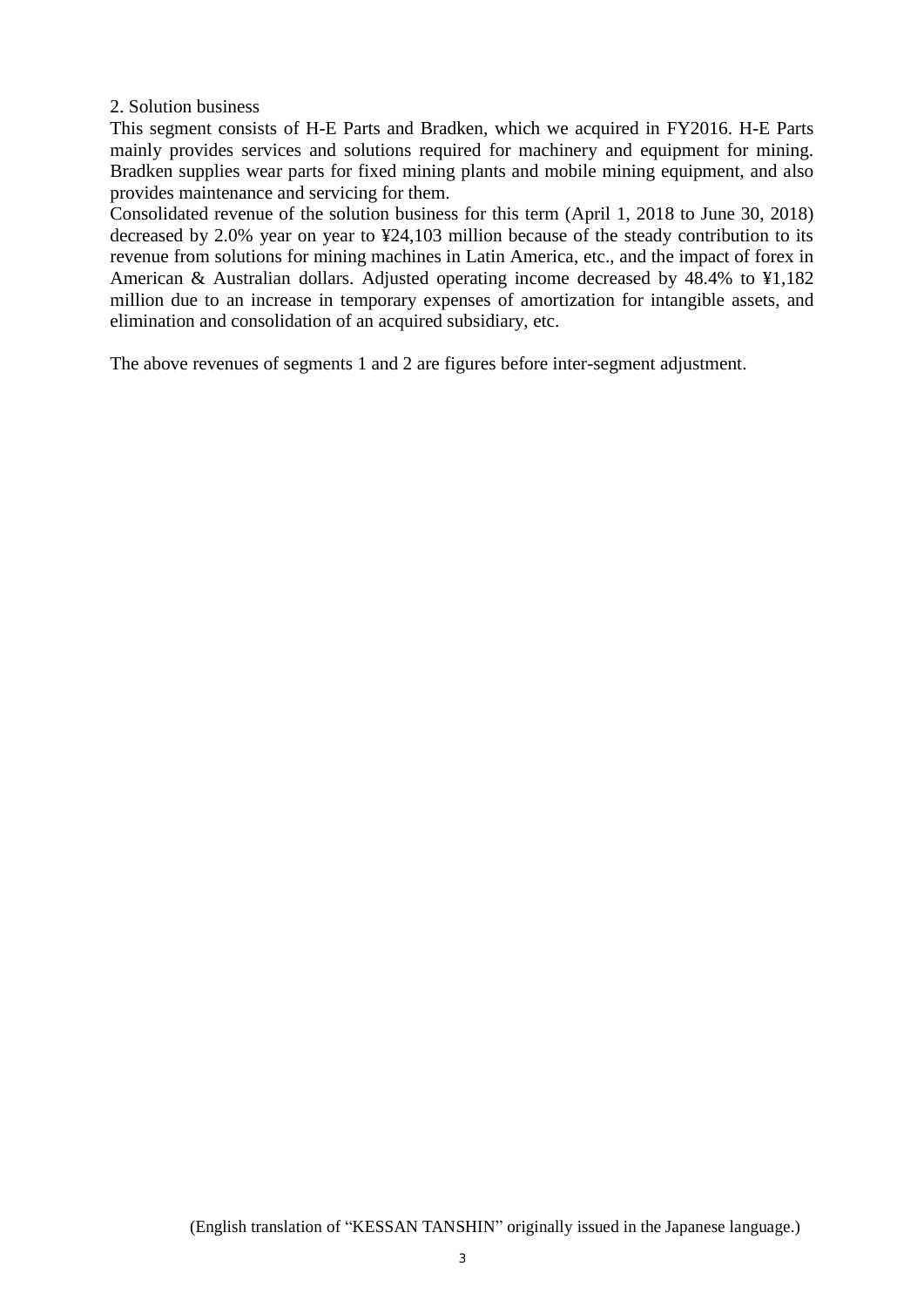2. Solution business

This segment consists of H-E Parts and Bradken, which we acquired in FY2016. H-E Parts mainly provides services and solutions required for machinery and equipment for mining. Bradken supplies wear parts for fixed mining plants and mobile mining equipment, and also provides maintenance and servicing for them.

Consolidated revenue of the solution business for this term (April 1, 2018 to June 30, 2018) decreased by 2.0% year on year to ¥24,103 million because of the steady contribution to its revenue from solutions for mining machines in Latin America, etc., and the impact of forex in American & Australian dollars. Adjusted operating income decreased by 48.4% to ¥1,182 million due to an increase in temporary expenses of amortization for intangible assets, and elimination and consolidation of an acquired subsidiary, etc.

The above revenues of segments 1 and 2 are figures before inter-segment adjustment.

(English translation of "KESSAN TANSHIN" originally issued in the Japanese language.)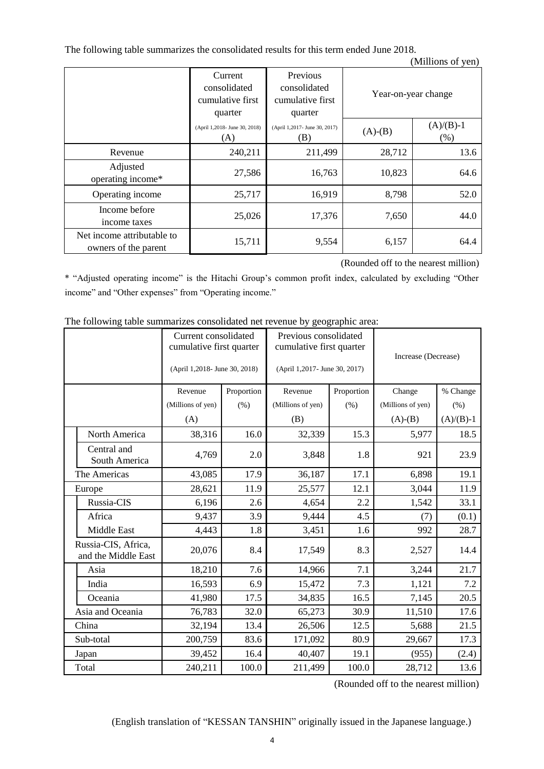The following table summarizes the consolidated results for this term ended June 2018.

(Millions of yen)

| | Current consolidated cumulative first quarter (April 1,2018- June 30, 2018) (A) | Previous consolidated cumulative first quarter (April 1,2017- June 30, 2017) (B) | Year-on-year change | |
|---|---|---|---|---|
| | | | (A)-(B) | (A)/(B)-1 (%) |
| Revenue | 240,211 | 211,499 | 28,712 | 13.6 |
| Adjusted operating income* | 27,586 | 16,763 | 10,823 | 64.6 |
| Operating income | 25,717 | 16,919 | 8,798 | 52.0 |
| Income before income taxes | 25,026 | 17,376 | 7,650 | 44.0 |
| Net income attributable to owners of the parent | 15,711 | 9,554 | 6,157 | 64.4 |

(Rounded off to the nearest million)

* "Adjusted operating income" is the Hitachi Group's common profit index, calculated by excluding "Other income" and "Other expenses" from "Operating income."

The following table summarizes consolidated net revenue by geographic area:

| | Current consolidated cumulative first quarter (April 1,2018- June 30, 2018) | | Previous consolidated cumulative first quarter (April 1,2017- June 30, 2017) | | Increase (Decrease) | |
|---|---|---|---|---|---|---|
| | Revenue (Millions of yen) (A) | Proportion (%) | Revenue (Millions of yen) (B) | Proportion (%) | Change (Millions of yen) (A)-(B) | % Change (%) (A)/(B)-1 |
| North America | 38,316 | 16.0 | 32,339 | 15.3 | 5,977 | 18.5 |
| Central and South America | 4,769 | 2.0 | 3,848 | 1.8 | 921 | 23.9 |
| The Americas | 43,085 | 17.9 | 36,187 | 17.1 | 6,898 | 19.1 |
| Europe | 28,621 | 11.9 | 25,577 | 12.1 | 3,044 | 11.9 |
| Russia-CIS | 6,196 | 2.6 | 4,654 | 2.2 | 1,542 | 33.1 |
| Africa | 9,437 | 3.9 | 9,444 | 4.5 | (7) | (0.1) |
| Middle East | 4,443 | 1.8 | 3,451 | 1.6 | 992 | 28.7 |
| Russia-CIS, Africa, and the Middle East | 20,076 | 8.4 | 17,549 | 8.3 | 2,527 | 14.4 |
| Asia | 18,210 | 7.6 | 14,966 | 7.1 | 3,244 | 21.7 |
| India | 16,593 | 6.9 | 15,472 | 7.3 | 1,121 | 7.2 |
| Oceania | 41,980 | 17.5 | 34,835 | 16.5 | 7,145 | 20.5 |
| Asia and Oceania | 76,783 | 32.0 | 65,273 | 30.9 | 11,510 | 17.6 |
| China | 32,194 | 13.4 | 26,506 | 12.5 | 5,688 | 21.5 |
| Sub-total | 200,759 | 83.6 | 171,092 | 80.9 | 29,667 | 17.3 |
| Japan | 39,452 | 16.4 | 40,407 | 19.1 | (955) | (2.4) |
| Total | 240,211 | 100.0 | 211,499 | 100.0 | 28,712 | 13.6 |

(Rounded off to the nearest million)

(English translation of "KESSAN TANSHIN" originally issued in the Japanese language.)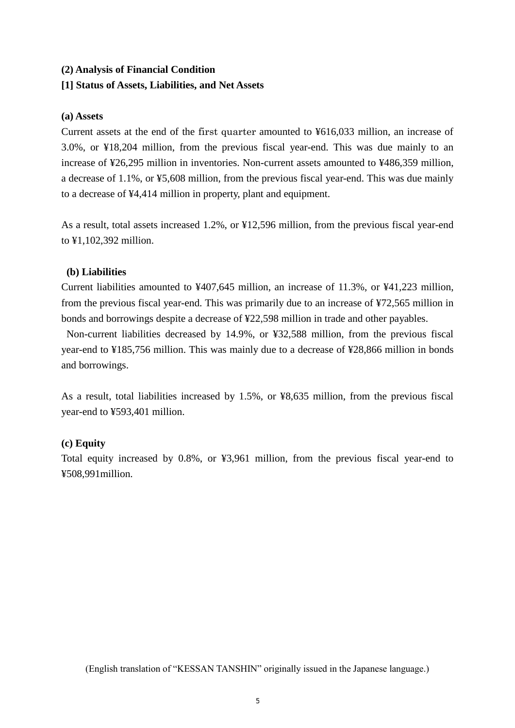**(2) Analysis of Financial Condition**

**[1] Status of Assets, Liabilities, and Net Assets**

**(a) Assets**

Current assets at the end of the first quarter amounted to ¥616,033 million, an increase of 3.0%, or ¥18,204 million, from the previous fiscal year-end. This was due mainly to an increase of ¥26,295 million in inventories. Non-current assets amounted to ¥486,359 million, a decrease of 1.1%, or ¥5,608 million, from the previous fiscal year-end. This was due mainly to a decrease of ¥4,414 million in property, plant and equipment.

As a result, total assets increased 1.2%, or ¥12,596 million, from the previous fiscal year-end to ¥1,102,392 million.

**(b) Liabilities**

Current liabilities amounted to ¥407,645 million, an increase of 11.3%, or ¥41,223 million, from the previous fiscal year-end. This was primarily due to an increase of ¥72,565 million in bonds and borrowings despite a decrease of ¥22,598 million in trade and other payables.

Non-current liabilities decreased by 14.9%, or ¥32,588 million, from the previous fiscal year-end to ¥185,756 million. This was mainly due to a decrease of ¥28,866 million in bonds and borrowings.

As a result, total liabilities increased by 1.5%, or ¥8,635 million, from the previous fiscal year-end to ¥593,401 million.

**(c) Equity**

Total equity increased by 0.8%, or ¥3,961 million, from the previous fiscal year-end to ¥508,991million.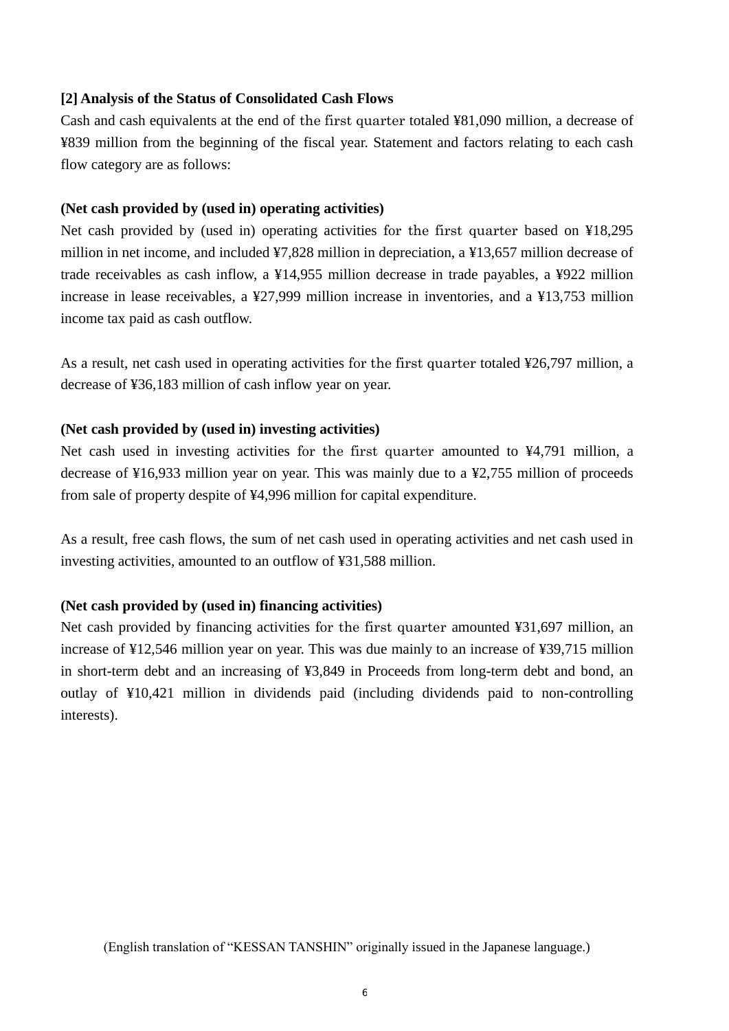### [2] Analysis of the Status of Consolidated Cash Flows

Cash and cash equivalents at the end of the first quarter totaled ¥81,090 million, a decrease of ¥839 million from the beginning of the fiscal year. Statement and factors relating to each cash flow category are as follows:

**(Net cash provided by (used in) operating activities)**

Net cash provided by (used in) operating activities for the first quarter based on ¥18,295 million in net income, and included ¥7,828 million in depreciation, a ¥13,657 million decrease of trade receivables as cash inflow, a ¥14,955 million decrease in trade payables, a ¥922 million increase in lease receivables, a ¥27,999 million increase in inventories, and a ¥13,753 million income tax paid as cash outflow.

As a result, net cash used in operating activities for the first quarter totaled ¥26,797 million, a decrease of ¥36,183 million of cash inflow year on year.

**(Net cash provided by (used in) investing activities)**

Net cash used in investing activities for the first quarter amounted to ¥4,791 million, a decrease of ¥16,933 million year on year. This was mainly due to a ¥2,755 million of proceeds from sale of property despite of ¥4,996 million for capital expenditure.

As a result, free cash flows, the sum of net cash used in operating activities and net cash used in investing activities, amounted to an outflow of ¥31,588 million.

**(Net cash provided by (used in) financing activities)**

Net cash provided by financing activities for the first quarter amounted ¥31,697 million, an increase of ¥12,546 million year on year. This was due mainly to an increase of ¥39,715 million in short-term debt and an increasing of ¥3,849 in Proceeds from long-term debt and bond, an outlay of ¥10,421 million in dividends paid (including dividends paid to non-controlling interests).

(English translation of "KESSAN TANSHIN" originally issued in the Japanese language.)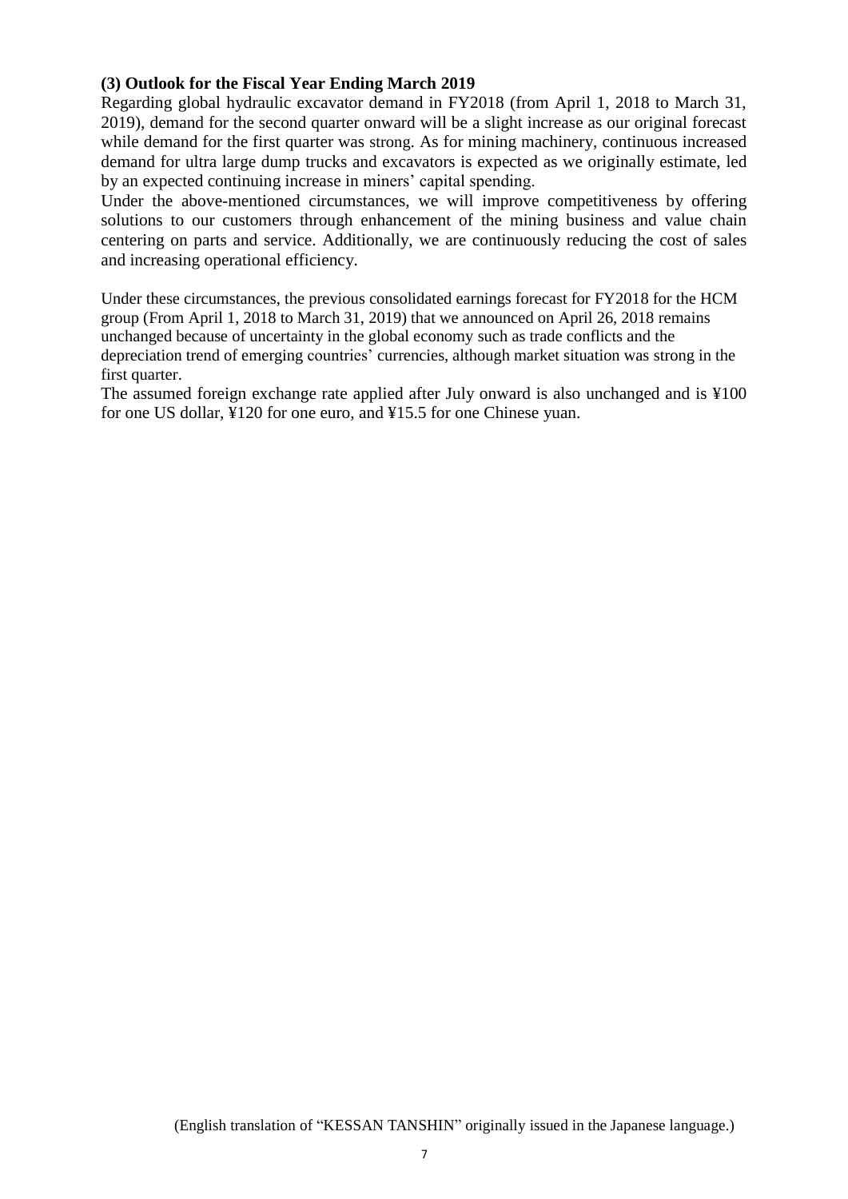### (3) Outlook for the Fiscal Year Ending March 2019

Regarding global hydraulic excavator demand in FY2018 (from April 1, 2018 to March 31, 2019), demand for the second quarter onward will be a slight increase as our original forecast while demand for the first quarter was strong. As for mining machinery, continuous increased demand for ultra large dump trucks and excavators is expected as we originally estimate, led by an expected continuing increase in miners' capital spending.

Under the above-mentioned circumstances, we will improve competitiveness by offering solutions to our customers through enhancement of the mining business and value chain centering on parts and service. Additionally, we are continuously reducing the cost of sales and increasing operational efficiency.

Under these circumstances, the previous consolidated earnings forecast for FY2018 for the HCM group (From April 1, 2018 to March 31, 2019) that we announced on April 26, 2018 remains unchanged because of uncertainty in the global economy such as trade conflicts and the depreciation trend of emerging countries' currencies, although market situation was strong in the first quarter.

The assumed foreign exchange rate applied after July onward is also unchanged and is ¥100 for one US dollar, ¥120 for one euro, and ¥15.5 for one Chinese yuan.

(English translation of "KESSAN TANSHIN" originally issued in the Japanese language.)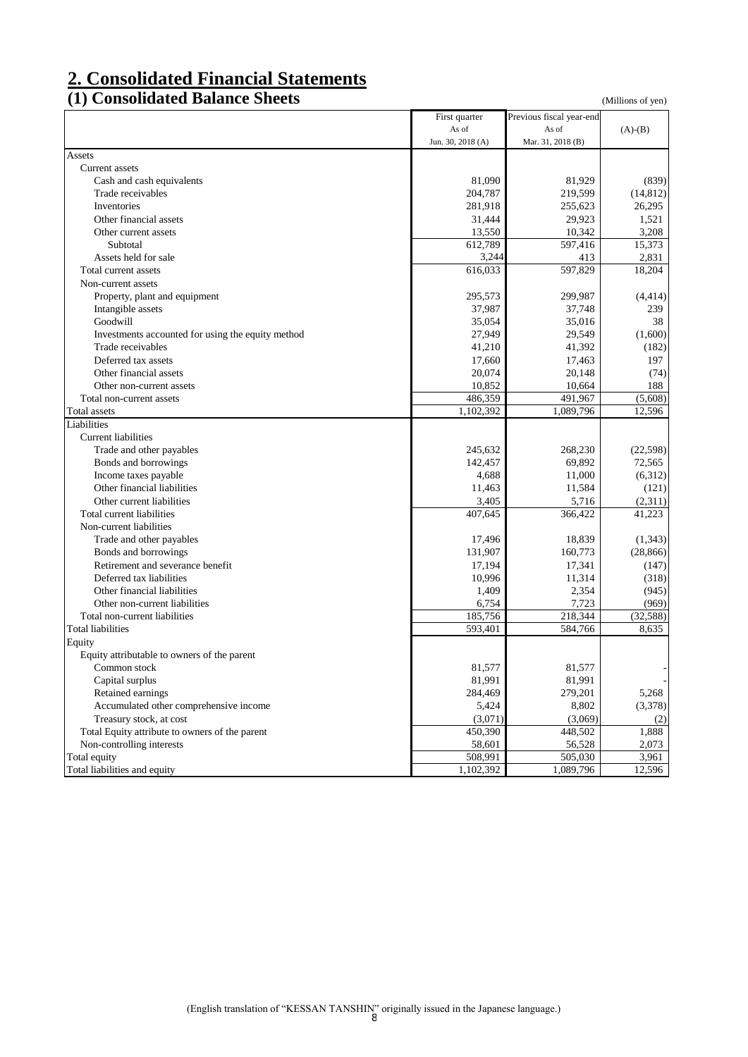# 2. Consolidated Financial Statements

## (1) Consolidated Balance Sheets

(Millions of yen)

| | First quarter As of Jun. 30, 2018 (A) | Previous fiscal year-end As of Mar. 31, 2018 (B) | (A)-(B) |
|---|---|---|---|
| Assets | | | |
| Current assets | | | |
| Cash and cash equivalents | 81,090 | 81,929 | (839) |
| Trade receivables | 204,787 | 219,599 | (14,812) |
| Inventories | 281,918 | 255,623 | 26,295 |
| Other financial assets | 31,444 | 29,923 | 1,521 |
| Other current assets | 13,550 | 10,342 | 3,208 |
| Subtotal | 612,789 | 597,416 | 15,373 |
| Assets held for sale | 3,244 | 413 | 2,831 |
| Total current assets | 616,033 | 597,829 | 18,204 |
| Non-current assets | | | |
| Property, plant and equipment | 295,573 | 299,987 | (4,414) |
| Intangible assets | 37,987 | 37,748 | 239 |
| Goodwill | 35,054 | 35,016 | 38 |
| Investments accounted for using the equity method | 27,949 | 29,549 | (1,600) |
| Trade receivables | 41,210 | 41,392 | (182) |
| Deferred tax assets | 17,660 | 17,463 | 197 |
| Other financial assets | 20,074 | 20,148 | (74) |
| Other non-current assets | 10,852 | 10,664 | 188 |
| Total non-current assets | 486,359 | 491,967 | (5,608) |
| Total assets | 1,102,392 | 1,089,796 | 12,596 |
| Liabilities | | | |
| Current liabilities | | | |
| Trade and other payables | 245,632 | 268,230 | (22,598) |
| Bonds and borrowings | 142,457 | 69,892 | 72,565 |
| Income taxes payable | 4,688 | 11,000 | (6,312) |
| Other financial liabilities | 11,463 | 11,584 | (121) |
| Other current liabilities | 3,405 | 5,716 | (2,311) |
| Total current liabilities | 407,645 | 366,422 | 41,223 |
| Non-current liabilities | | | |
| Trade and other payables | 17,496 | 18,839 | (1,343) |
| Bonds and borrowings | 131,907 | 160,773 | (28,866) |
| Retirement and severance benefit | 17,194 | 17,341 | (147) |
| Deferred tax liabilities | 10,996 | 11,314 | (318) |
| Other financial liabilities | 1,409 | 2,354 | (945) |
| Other non-current liabilities | 6,754 | 7,723 | (969) |
| Total non-current liabilities | 185,756 | 218,344 | (32,588) |
| Total liabilities | 593,401 | 584,766 | 8,635 |
| Equity | | | |
| Equity attributable to owners of the parent | | | |
| Common stock | 81,577 | 81,577 | - |
| Capital surplus | 81,991 | 81,991 | - |
| Retained earnings | 284,469 | 279,201 | 5,268 |
| Accumulated other comprehensive income | 5,424 | 8,802 | (3,378) |
| Treasury stock, at cost | (3,071) | (3,069) | (2) |
| Total Equity attribute to owners of the parent | 450,390 | 448,502 | 1,888 |
| Non-controlling interests | 58,601 | 56,528 | 2,073 |
| Total equity | 508,991 | 505,030 | 3,961 |
| Total liabilities and equity | 1,102,392 | 1,089,796 | 12,596 |

(English translation of "KESSAN TANSHIN" originally issued in the Japanese language.)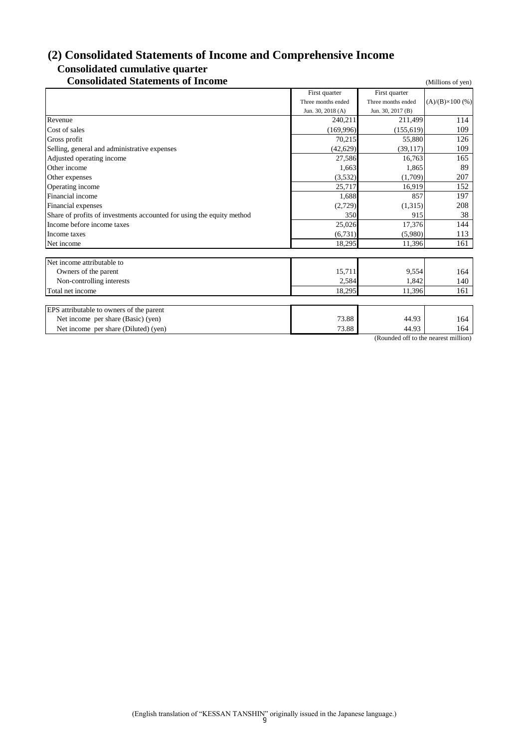## (2) Consolidated Statements of Income and Comprehensive Income

### Consolidated cumulative quarter

### Consolidated Statements of Income

(Millions of yen)

| | First quarter Three months ended Jun. 30, 2018 (A) | First quarter Three months ended Jun. 30, 2017 (B) | (A)/(B)×100 (%) |
|---|---|---|---|
| Revenue | 240,211 | 211,499 | 114 |
| Cost of sales | (169,996) | (155,619) | 109 |
| Gross profit | 70,215 | 55,880 | 126 |
| Selling, general and administrative expenses | (42,629) | (39,117) | 109 |
| Adjusted operating income | 27,586 | 16,763 | 165 |
| Other income | 1,663 | 1,865 | 89 |
| Other expenses | (3,532) | (1,709) | 207 |
| Operating income | 25,717 | 16,919 | 152 |
| Financial income | 1,688 | 857 | 197 |
| Financial expenses | (2,729) | (1,315) | 208 |
| Share of profits of investments accounted for using the equity method | 350 | 915 | 38 |
| Income before income taxes | 25,026 | 17,376 | 144 |
| Income taxes | (6,731) | (5,980) | 113 |
| Net income | 18,295 | 11,396 | 161 |

| | | | |
|---|---|---|---|
| Net income attributable to | | | |
| Owners of the parent | 15,711 | 9,554 | 164 |
| Non-controlling interests | 2,584 | 1,842 | 140 |
| Total net income | 18,295 | 11,396 | 161 |

| | | | |
|---|---|---|---|
| EPS attributable to owners of the parent | | | |
| Net income per share (Basic) (yen) | 73.88 | 44.93 | 164 |
| Net income per share (Diluted) (yen) | 73.88 | 44.93 | 164 |

(Rounded off to the nearest million)

(English translation of "KESSAN TANSHIN" originally issued in the Japanese language.)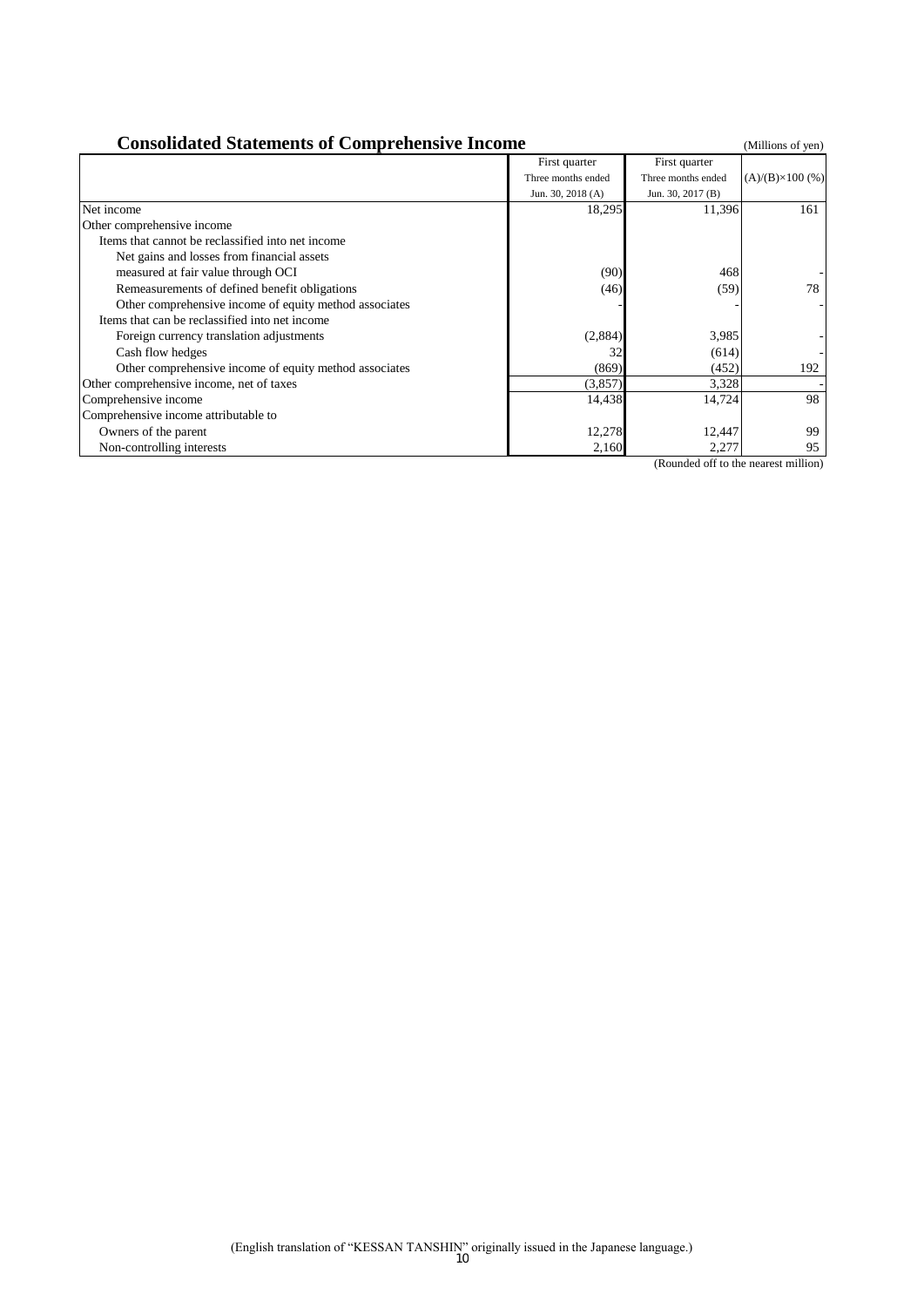## Consolidated Statements of Comprehensive Income

(Millions of yen)

| | First quarter Three months ended Jun. 30, 2018 (A) | First quarter Three months ended Jun. 30, 2017 (B) | (A)/(B)×100 (%) |
|---|---|---|---|
| Net income | 18,295 | 11,396 | 161 |
| Other comprehensive income | | | |
| Items that cannot be reclassified into net income | | | |
| Net gains and losses from financial assets measured at fair value through OCI | (90) | 468 | - |
| Remeasurements of defined benefit obligations | (46) | (59) | 78 |
| Other comprehensive income of equity method associates | - | - | - |
| Items that can be reclassified into net income | | | |
| Foreign currency translation adjustments | (2,884) | 3,985 | - |
| Cash flow hedges | 32 | (614) | - |
| Other comprehensive income of equity method associates | (869) | (452) | 192 |
| Other comprehensive income, net of taxes | (3,857) | 3,328 | - |
| Comprehensive income | 14,438 | 14,724 | 98 |
| Comprehensive income attributable to | | | |
| Owners of the parent | 12,278 | 12,447 | 99 |
| Non-controlling interests | 2,160 | 2,277 | 95 |

(Rounded off to the nearest million)

(English translation of "KESSAN TANSHIN" originally issued in the Japanese language.)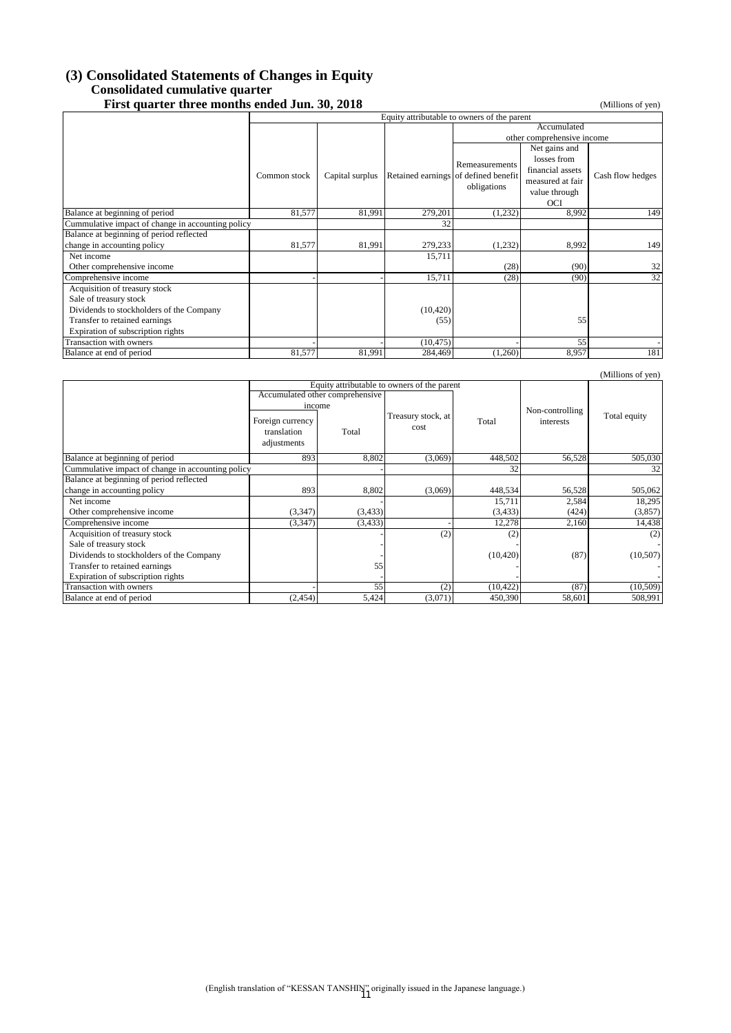## (3) Consolidated Statements of Changes in Equity

### Consolidated cumulative quarter

### First quarter three months ended Jun. 30, 2018

(Millions of yen)

| | Equity attributable to owners of the parent | | | | | |
|---|---|---|---|---|---|---|
| | | | | Accumulated other comprehensive income | | |
| | Common stock | Capital surplus | Retained earnings | Remeasurements of defined benefit obligations | Net gains and losses from financial assets measured at fair value through OCI | Cash flow hedges |
| Balance at beginning of period | 81,577 | 81,991 | 279,201 | (1,232) | 8,992 | 149 |
| Cummulative impact of change in accounting policy | | | 32 | | | |
| Balance at beginning of period reflected change in accounting policy | 81,577 | 81,991 | 279,233 | (1,232) | 8,992 | 149 |
| Net income | | | 15,711 | | | |
| Other comprehensive income | | | | (28) | (90) | 32 |
| Comprehensive income | - | - | 15,711 | (28) | (90) | 32 |
| Acquisition of treasury stock | | | | | | |
| Sale of treasury stock | | | | | | |
| Dividends to stockholders of the Company | | | (10,420) | | | |
| Transfer to retained earnings | | | (55) | | 55 | |
| Expiration of subscription rights | | | | | | |
| Transaction with owners | - | - | (10,475) | - | 55 | - |
| Balance at end of period | 81,577 | 81,991 | 284,469 | (1,260) | 8,957 | 181 |

(Millions of yen)

| | Equity attributable to owners of the parent | | | | | |
|---|---|---|---|---|---|---|
| | Accumulated other comprehensive income | | | | | |
| | Foreign currency translation adjustments | Total | Treasury stock, at cost | Total | Non-controlling interests | Total equity |
| Balance at beginning of period | 893 | 8,802 | (3,069) | 448,502 | 56,528 | 505,030 |
| Cummulative impact of change in accounting policy | | - | | 32 | | 32 |
| Balance at beginning of period reflected change in accounting policy | 893 | 8,802 | (3,069) | 448,534 | 56,528 | 505,062 |
| Net income | | - | | 15,711 | 2,584 | 18,295 |
| Other comprehensive income | (3,347) | (3,433) | | (3,433) | (424) | (3,857) |
| Comprehensive income | (3,347) | (3,433) | - | 12,278 | 2,160 | 14,438 |
| Acquisition of treasury stock | | - | (2) | (2) | | (2) |
| Sale of treasury stock | | - | | - | | - |
| Dividends to stockholders of the Company | | - | | (10,420) | (87) | (10,507) |
| Transfer to retained earnings | | 55 | | - | | - |
| Expiration of subscription rights | | - | | - | | - |
| Transaction with owners | - | 55 | (2) | (10,422) | (87) | (10,509) |
| Balance at end of period | (2,454) | 5,424 | (3,071) | 450,390 | 58,601 | 508,991 |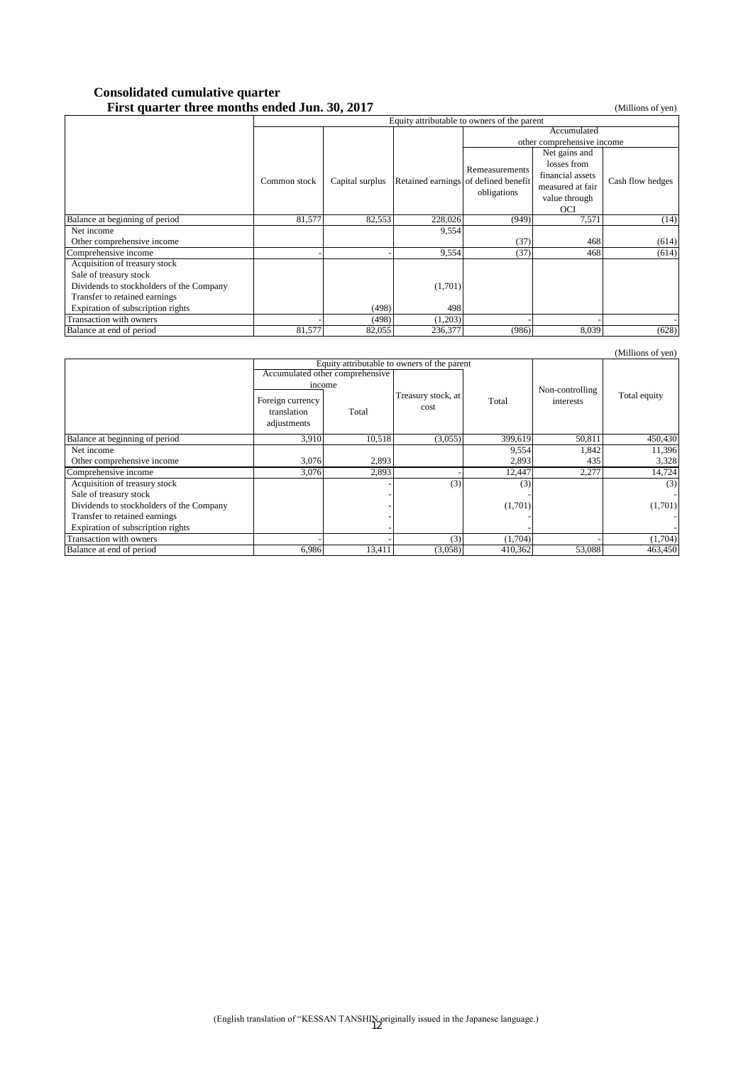**Consolidated cumulative quarter**

**First quarter three months ended Jun. 30, 2017**

(Millions of yen)

| | Equity attributable to owners of the parent | | | | | |
|---|---|---|---|---|---|---|
| | | | | Accumulated other comprehensive income | | |
| | Common stock | Capital surplus | Retained earnings | Remeasurements of defined benefit obligations | Net gains and losses from financial assets measured at fair value through OCI | Cash flow hedges |
| Balance at beginning of period | 81,577 | 82,553 | 228,026 | (949) | 7,571 | (14) |
| Net income | | | 9,554 | | | |
| Other comprehensive income | | | | (37) | 468 | (614) |
| Comprehensive income | - | - | 9,554 | (37) | 468 | (614) |
| Acquisition of treasury stock | | | | | | |
| Sale of treasury stock | | | | | | |
| Dividends to stockholders of the Company | | | (1,701) | | | |
| Transfer to retained earnings | | | | | | |
| Expiration of subscription rights | | (498) | 498 | | | |
| Transaction with owners | - | (498) | (1,203) | - | - | - |
| Balance at end of period | 81,577 | 82,055 | 236,377 | (986) | 8,039 | (628) |

(Millions of yen)

| | Equity attributable to owners of the parent | | | | Non-controlling interests | Total equity |
|---|---|---|---|---|---|---|
| | Accumulated other comprehensive income | | Treasury stock, at cost | Total | | |
| | Foreign currency translation adjustments | Total | | | | |
| Balance at beginning of period | 3,910 | 10,518 | (3,055) | 399,619 | 50,811 | 450,430 |
| Net income | | | | 9,554 | 1,842 | 11,396 |
| Other comprehensive income | 3,076 | 2,893 | | 2,893 | 435 | 3,328 |
| Comprehensive income | 3,076 | 2,893 | - | 12,447 | 2,277 | 14,724 |
| Acquisition of treasury stock | | - | (3) | (3) | | (3) |
| Sale of treasury stock | | - | | - | | - |
| Dividends to stockholders of the Company | | - | | (1,701) | | (1,701) |
| Transfer to retained earnings | | - | | - | | - |
| Expiration of subscription rights | | - | | - | | - |
| Transaction with owners | - | - | (3) | (1,704) | - | (1,704) |
| Balance at end of period | 6,986 | 13,411 | (3,058) | 410,362 | 53,088 | 463,450 |

(English translation of "KESSAN TANSHIN originally issued in the Japanese language.)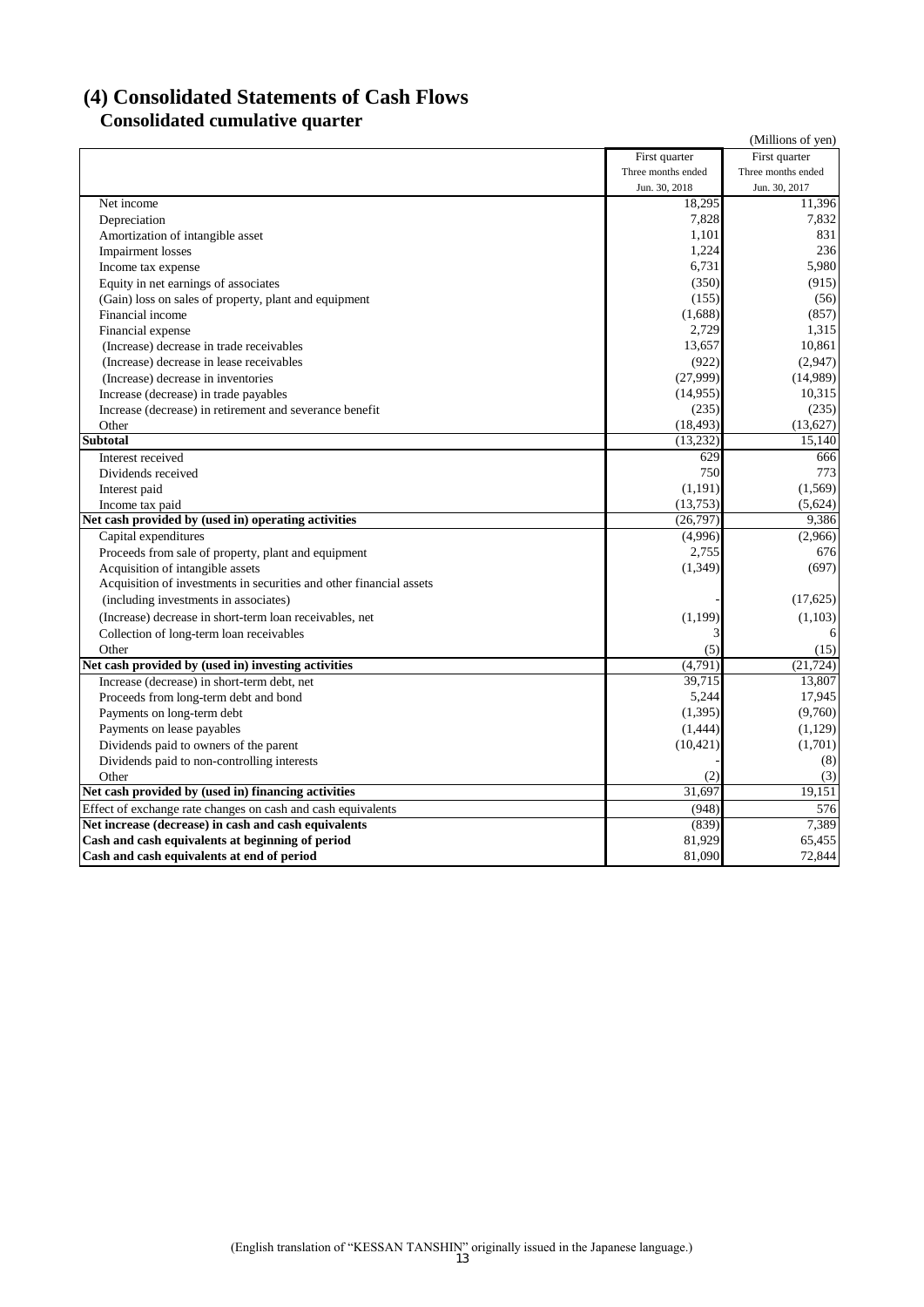## (4) Consolidated Statements of Cash Flows

### Consolidated cumulative quarter

(Millions of yen)

| | First quarter Three months ended Jun. 30, 2018 | First quarter Three months ended Jun. 30, 2017 |
|---|---|---|
| Net income | 18,295 | 11,396 |
| Depreciation | 7,828 | 7,832 |
| Amortization of intangible asset | 1,101 | 831 |
| Impairment losses | 1,224 | 236 |
| Income tax expense | 6,731 | 5,980 |
| Equity in net earnings of associates | (350) | (915) |
| (Gain) loss on sales of property, plant and equipment | (155) | (56) |
| Financial income | (1,688) | (857) |
| Financial expense | 2,729 | 1,315 |
| (Increase) decrease in trade receivables | 13,657 | 10,861 |
| (Increase) decrease in lease receivables | (922) | (2,947) |
| (Increase) decrease in inventories | (27,999) | (14,989) |
| Increase (decrease) in trade payables | (14,955) | 10,315 |
| Increase (decrease) in retirement and severance benefit | (235) | (235) |
| Other | (18,493) | (13,627) |
| **Subtotal** | (13,232) | 15,140 |
| Interest received | 629 | 666 |
| Dividends received | 750 | 773 |
| Interest paid | (1,191) | (1,569) |
| Income tax paid | (13,753) | (5,624) |
| **Net cash provided by (used in) operating activities** | (26,797) | 9,386 |
| Capital expenditures | (4,996) | (2,966) |
| Proceeds from sale of property, plant and equipment | 2,755 | 676 |
| Acquisition of intangible assets | (1,349) | (697) |
| Acquisition of investments in securities and other financial assets (including investments in associates) | - | (17,625) |
| (Increase) decrease in short-term loan receivables, net | (1,199) | (1,103) |
| Collection of long-term loan receivables | 3 | 6 |
| Other | (5) | (15) |
| **Net cash provided by (used in) investing activities** | (4,791) | (21,724) |
| Increase (decrease) in short-term debt, net | 39,715 | 13,807 |
| Proceeds from long-term debt and bond | 5,244 | 17,945 |
| Payments on long-term debt | (1,395) | (9,760) |
| Payments on lease payables | (1,444) | (1,129) |
| Dividends paid to owners of the parent | (10,421) | (1,701) |
| Dividends paid to non-controlling interests | - | (8) |
| Other | (2) | (3) |
| **Net cash provided by (used in) financing activities** | 31,697 | 19,151 |
| Effect of exchange rate changes on cash and cash equivalents | (948) | 576 |
| **Net increase (decrease) in cash and cash equivalents** | (839) | 7,389 |
| **Cash and cash equivalents at beginning of period** | 81,929 | 65,455 |
| **Cash and cash equivalents at end of period** | 81,090 | 72,844 |

(English translation of "KESSAN TANSHIN" originally issued in the Japanese language.)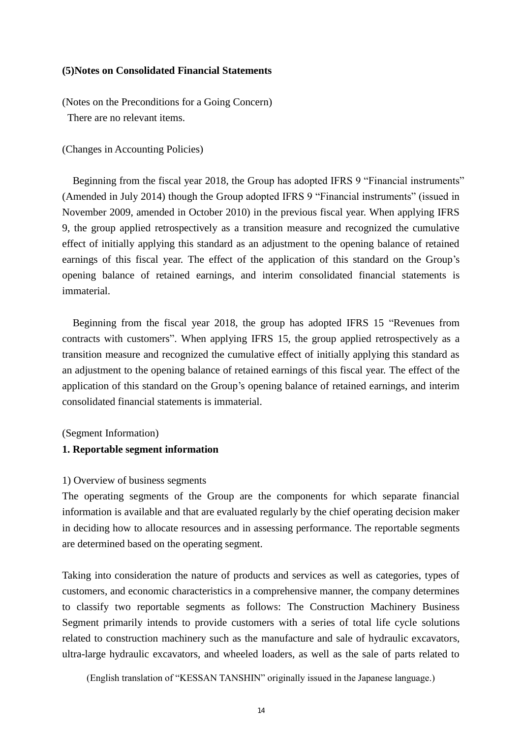### (5)Notes on Consolidated Financial Statements

(Notes on the Preconditions for a Going Concern)

There are no relevant items.

(Changes in Accounting Policies)

Beginning from the fiscal year 2018, the Group has adopted IFRS 9 "Financial instruments" (Amended in July 2014) though the Group adopted IFRS 9 "Financial instruments" (issued in November 2009, amended in October 2010) in the previous fiscal year. When applying IFRS 9, the group applied retrospectively as a transition measure and recognized the cumulative effect of initially applying this standard as an adjustment to the opening balance of retained earnings of this fiscal year. The effect of the application of this standard on the Group's opening balance of retained earnings, and interim consolidated financial statements is immaterial.

Beginning from the fiscal year 2018, the group has adopted IFRS 15 "Revenues from contracts with customers". When applying IFRS 15, the group applied retrospectively as a transition measure and recognized the cumulative effect of initially applying this standard as an adjustment to the opening balance of retained earnings of this fiscal year. The effect of the application of this standard on the Group's opening balance of retained earnings, and interim consolidated financial statements is immaterial.

(Segment Information)

**1. Reportable segment information**

1) Overview of business segments

The operating segments of the Group are the components for which separate financial information is available and that are evaluated regularly by the chief operating decision maker in deciding how to allocate resources and in assessing performance. The reportable segments are determined based on the operating segment.

Taking into consideration the nature of products and services as well as categories, types of customers, and economic characteristics in a comprehensive manner, the company determines to classify two reportable segments as follows: The Construction Machinery Business Segment primarily intends to provide customers with a series of total life cycle solutions related to construction machinery such as the manufacture and sale of hydraulic excavators, ultra-large hydraulic excavators, and wheeled loaders, as well as the sale of parts related to

(English translation of "KESSAN TANSHIN" originally issued in the Japanese language.)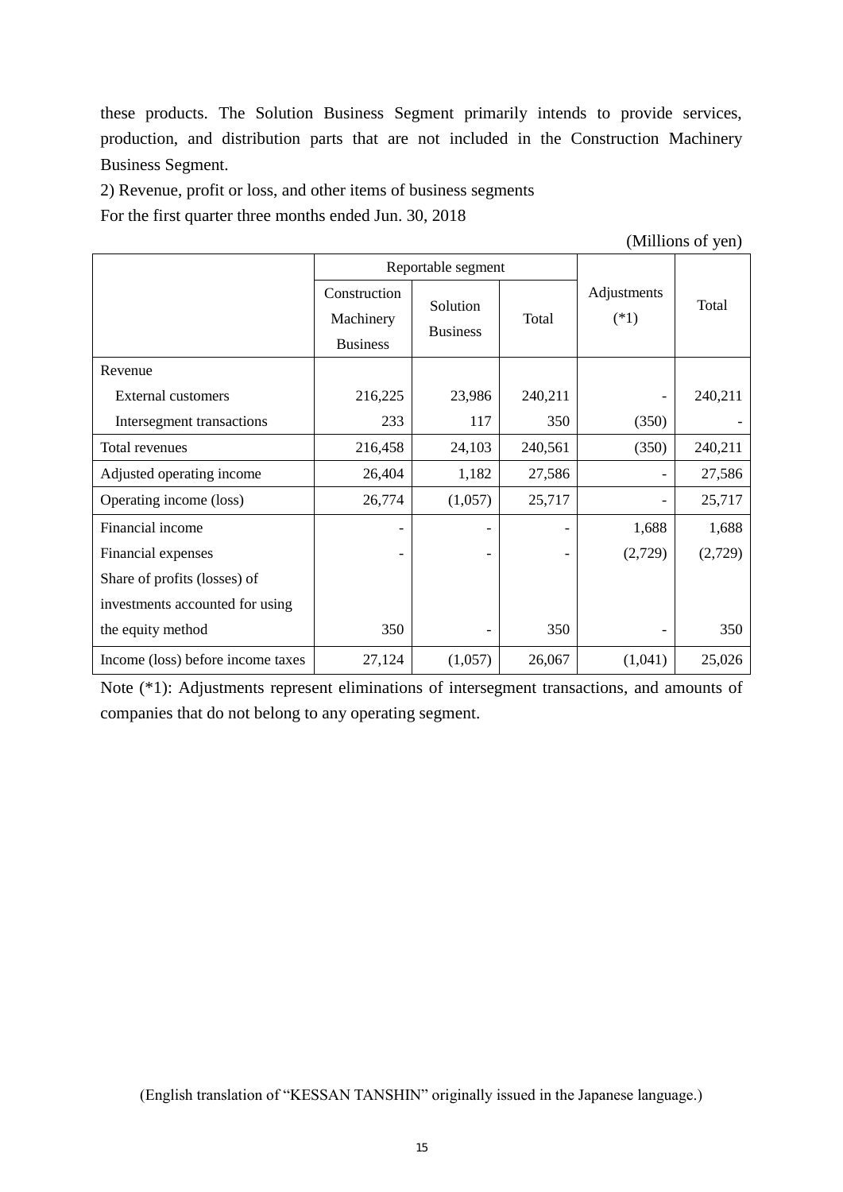these products. The Solution Business Segment primarily intends to provide services, production, and distribution parts that are not included in the Construction Machinery Business Segment.

2) Revenue, profit or loss, and other items of business segments

For the first quarter three months ended Jun. 30, 2018

(Millions of yen)

| | Reportable segment | | | Adjustments (*1) | Total |
|---|---|---|---|---|---|
| | Construction Machinery Business | Solution Business | Total | | |
| Revenue | | | | | |
| External customers | 216,225 | 23,986 | 240,211 | - | 240,211 |
| Intersegment transactions | 233 | 117 | 350 | (350) | - |
| Total revenues | 216,458 | 24,103 | 240,561 | (350) | 240,211 |
| Adjusted operating income | 26,404 | 1,182 | 27,586 | - | 27,586 |
| Operating income (loss) | 26,774 | (1,057) | 25,717 | - | 25,717 |
| Financial income | - | - | - | 1,688 | 1,688 |
| Financial expenses | - | - | - | (2,729) | (2,729) |
| Share of profits (losses) of investments accounted for using the equity method | 350 | - | 350 | - | 350 |
| Income (loss) before income taxes | 27,124 | (1,057) | 26,067 | (1,041) | 25,026 |

Note (*1): Adjustments represent eliminations of intersegment transactions, and amounts of companies that do not belong to any operating segment.

(English translation of "KESSAN TANSHIN" originally issued in the Japanese language.)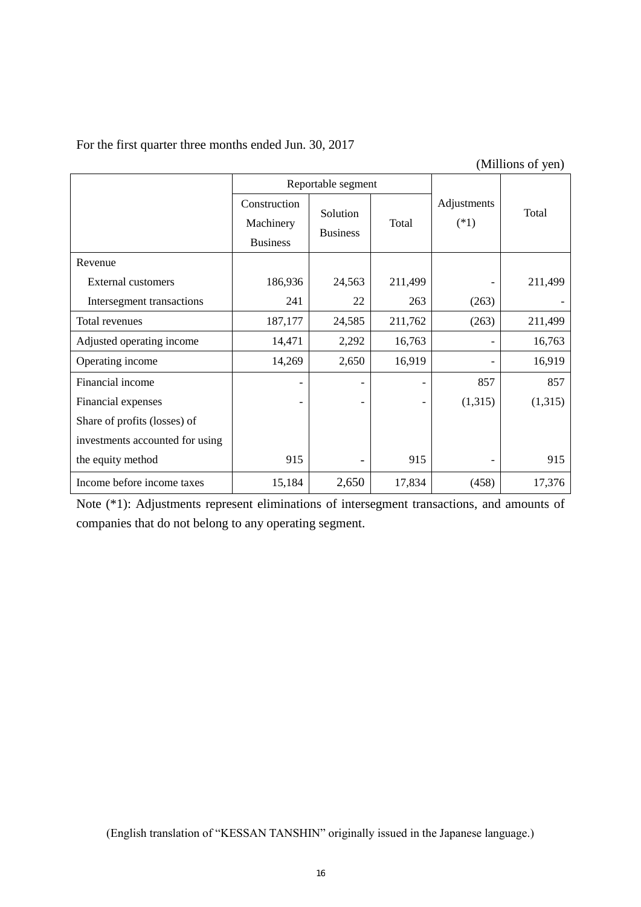For the first quarter three months ended Jun. 30, 2017

(Millions of yen)

| | Reportable segment | | | Adjustments (*1) | Total |
|---|---|---|---|---|---|
| | Construction Machinery Business | Solution Business | Total | | |
| Revenue | | | | | |
| External customers | 186,936 | 24,563 | 211,499 | - | 211,499 |
| Intersegment transactions | 241 | 22 | 263 | (263) | - |
| Total revenues | 187,177 | 24,585 | 211,762 | (263) | 211,499 |
| Adjusted operating income | 14,471 | 2,292 | 16,763 | - | 16,763 |
| Operating income | 14,269 | 2,650 | 16,919 | - | 16,919 |
| Financial income | - | - | - | 857 | 857 |
| Financial expenses | - | - | - | (1,315) | (1,315) |
| Share of profits (losses) of investments accounted for using the equity method | 915 | - | 915 | - | 915 |
| Income before income taxes | 15,184 | 2,650 | 17,834 | (458) | 17,376 |

Note (*1): Adjustments represent eliminations of intersegment transactions, and amounts of companies that do not belong to any operating segment.

(English translation of "KESSAN TANSHIN" originally issued in the Japanese language.)